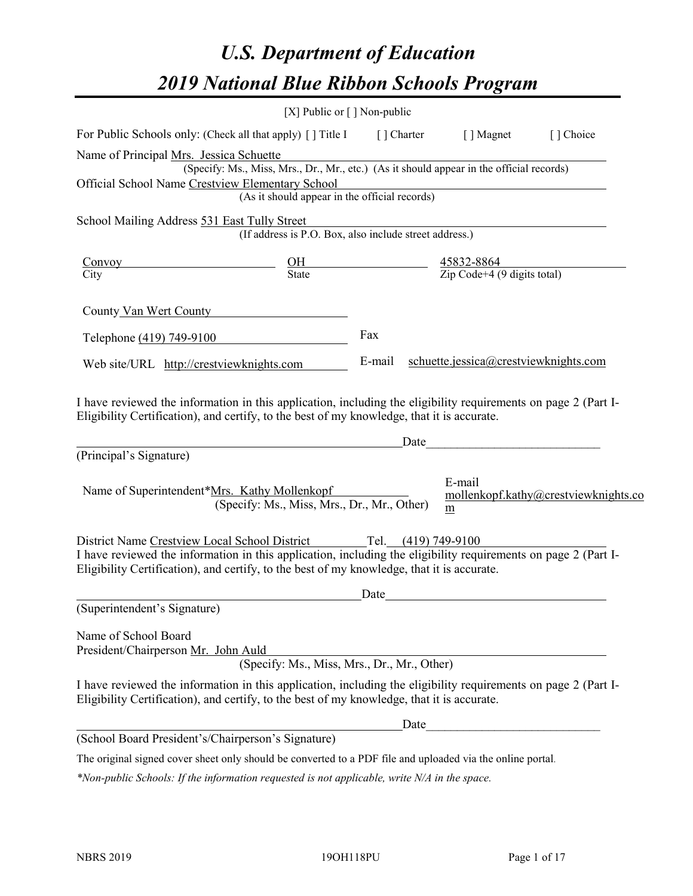# U.S. Department of Education

# 2019 National Blue Ribbon Schools Program

[X] Public or [ ] Non-public

For Public Schools only: (Check all that apply) [ ] Title I [ ] Charter [ ] Magnet [ ] Choice

Name of Principal Mrs. Jessica Schuette
(Specify: Ms., Miss, Mrs., Dr., Mr., etc.) (As it should appear in the official records)

Official School Name Crestview Elementary School
(As it should appear in the official records)

School Mailing Address 531 East Tully Street
(If address is P.O. Box, also include street address.)

| Convoy | OH | 45832-8864 |
|---|---|---|
| City | State | Zip Code+4 (9 digits total) |

County Van Wert County

Telephone (419) 749-9100 Fax

Web site/URL http://crestviewknights.com E-mail schuette.jessica@crestviewknights.com

I have reviewed the information in this application, including the eligibility requirements on page 2 (Part I-Eligibility Certification), and certify, to the best of my knowledge, that it is accurate.

_______________________________________________ Date__________________________
(Principal's Signature)

Name of Superintendent*Mrs. Kathy Mollenkopf E-mail mollenkopf.kathy@crestviewknights.com
(Specify: Ms., Miss, Mrs., Dr., Mr., Other)

District Name Crestview Local School District Tel. (419) 749-9100

I have reviewed the information in this application, including the eligibility requirements on page 2 (Part I-Eligibility Certification), and certify, to the best of my knowledge, that it is accurate.

_______________________________________________ Date__________________________
(Superintendent's Signature)

Name of School Board
President/Chairperson Mr. John Auld
(Specify: Ms., Miss, Mrs., Dr., Mr., Other)

I have reviewed the information in this application, including the eligibility requirements on page 2 (Part I-Eligibility Certification), and certify, to the best of my knowledge, that it is accurate.

_______________________________________________ Date__________________________
(School Board President's/Chairperson's Signature)

The original signed cover sheet only should be converted to a PDF file and uploaded via the online portal.

*\*Non-public Schools: If the information requested is not applicable, write N/A in the space.*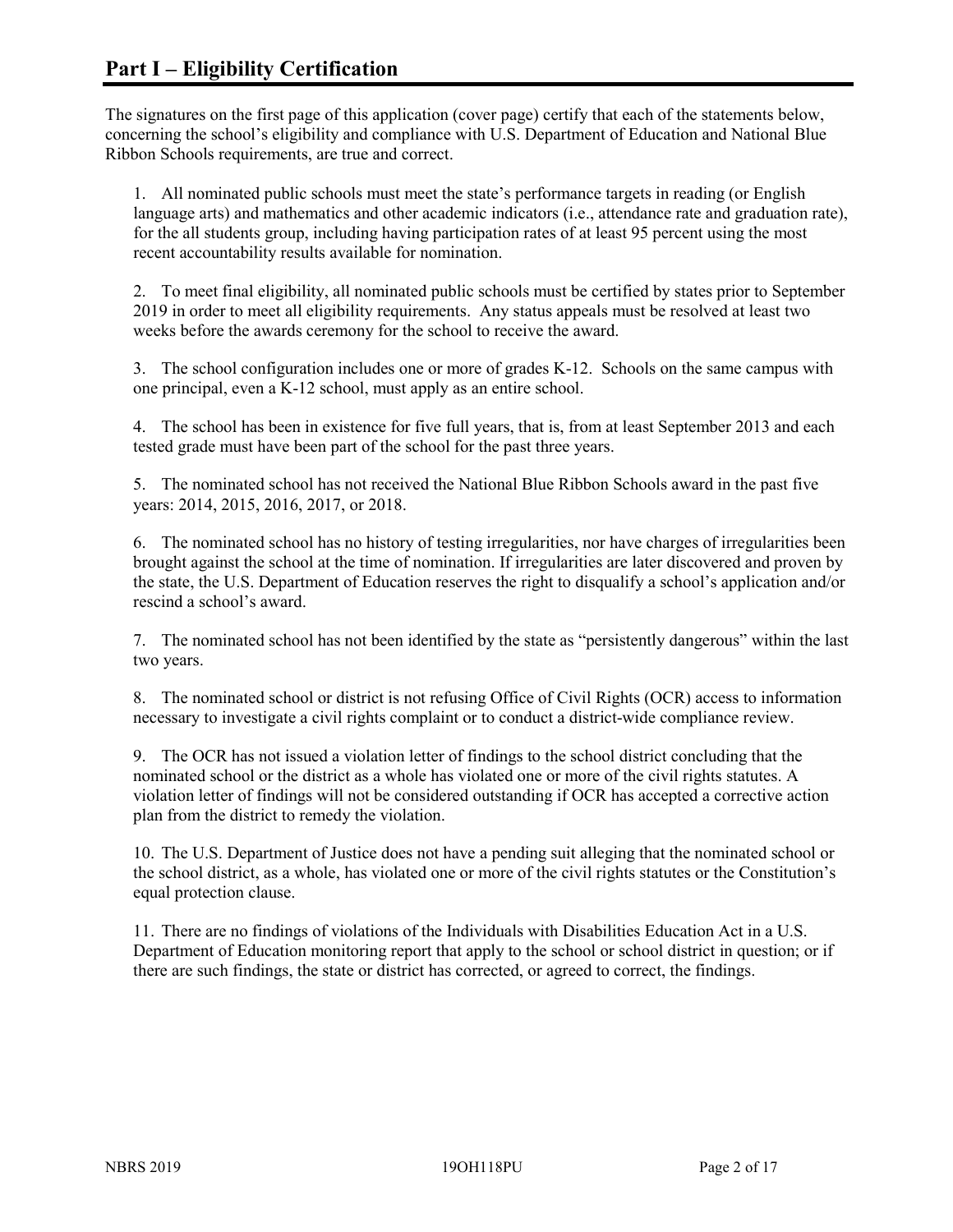# Part I – Eligibility Certification

The signatures on the first page of this application (cover page) certify that each of the statements below, concerning the school's eligibility and compliance with U.S. Department of Education and National Blue Ribbon Schools requirements, are true and correct.

1. All nominated public schools must meet the state's performance targets in reading (or English language arts) and mathematics and other academic indicators (i.e., attendance rate and graduation rate), for the all students group, including having participation rates of at least 95 percent using the most recent accountability results available for nomination.

2. To meet final eligibility, all nominated public schools must be certified by states prior to September 2019 in order to meet all eligibility requirements. Any status appeals must be resolved at least two weeks before the awards ceremony for the school to receive the award.

3. The school configuration includes one or more of grades K-12. Schools on the same campus with one principal, even a K-12 school, must apply as an entire school.

4. The school has been in existence for five full years, that is, from at least September 2013 and each tested grade must have been part of the school for the past three years.

5. The nominated school has not received the National Blue Ribbon Schools award in the past five years: 2014, 2015, 2016, 2017, or 2018.

6. The nominated school has no history of testing irregularities, nor have charges of irregularities been brought against the school at the time of nomination. If irregularities are later discovered and proven by the state, the U.S. Department of Education reserves the right to disqualify a school's application and/or rescind a school's award.

7. The nominated school has not been identified by the state as "persistently dangerous" within the last two years.

8. The nominated school or district is not refusing Office of Civil Rights (OCR) access to information necessary to investigate a civil rights complaint or to conduct a district-wide compliance review.

9. The OCR has not issued a violation letter of findings to the school district concluding that the nominated school or the district as a whole has violated one or more of the civil rights statutes. A violation letter of findings will not be considered outstanding if OCR has accepted a corrective action plan from the district to remedy the violation.

10. The U.S. Department of Justice does not have a pending suit alleging that the nominated school or the school district, as a whole, has violated one or more of the civil rights statutes or the Constitution's equal protection clause.

11. There are no findings of violations of the Individuals with Disabilities Education Act in a U.S. Department of Education monitoring report that apply to the school or school district in question; or if there are such findings, the state or district has corrected, or agreed to correct, the findings.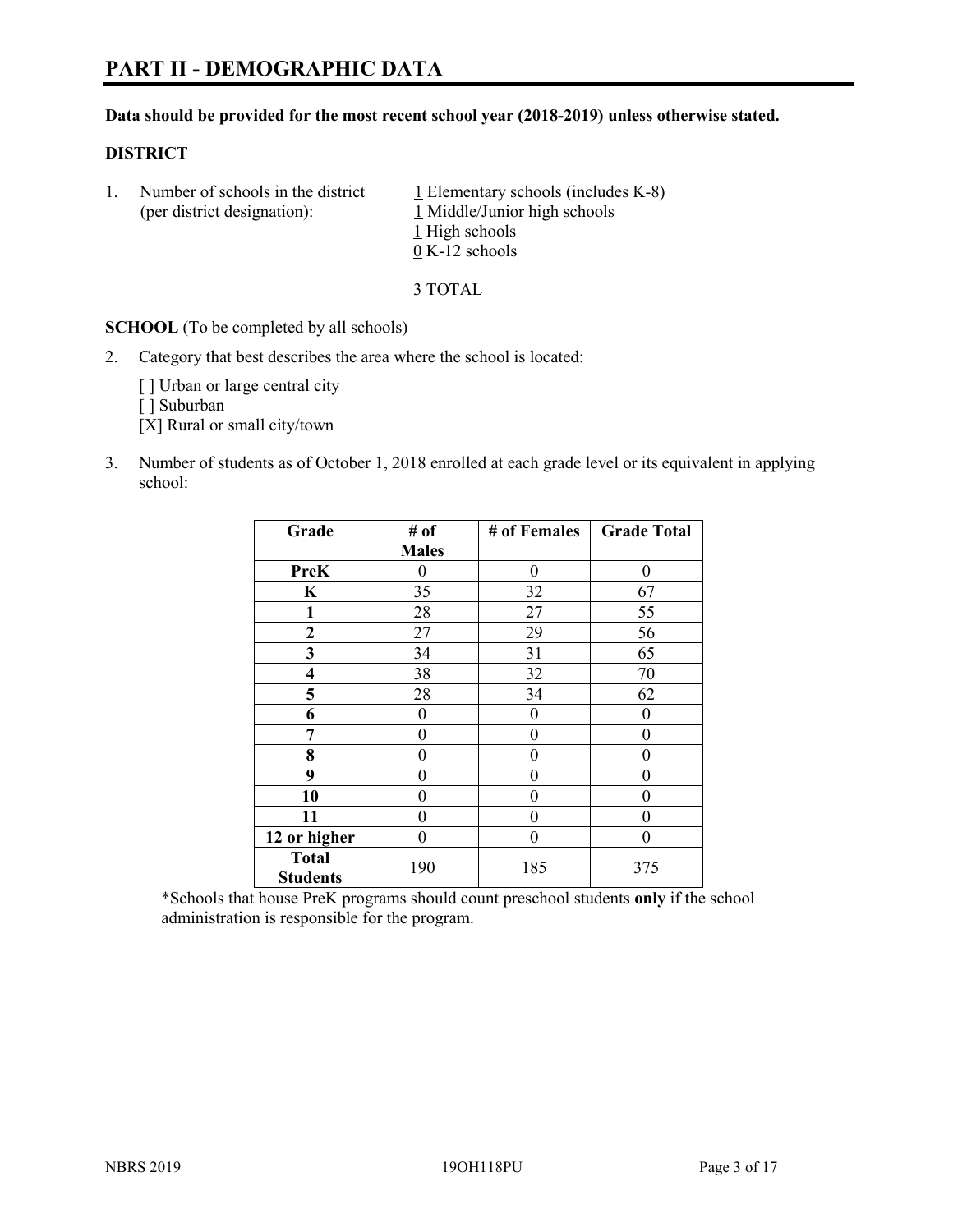# PART II - DEMOGRAPHIC DATA

**Data should be provided for the most recent school year (2018-2019) unless otherwise stated.**

**DISTRICT**

1. Number of schools in the district (per district designation):
   1 Elementary schools (includes K-8)
   1 Middle/Junior high schools
   1 High schools
   0 K-12 schools

   3 TOTAL

**SCHOOL** (To be completed by all schools)

2. Category that best describes the area where the school is located:

   [ ] Urban or large central city
   [ ] Suburban
   [X] Rural or small city/town

3. Number of students as of October 1, 2018 enrolled at each grade level or its equivalent in applying school:

| Grade | # of Males | # of Females | Grade Total |
|---|---|---|---|
| **PreK** | 0 | 0 | 0 |
| **K** | 35 | 32 | 67 |
| **1** | 28 | 27 | 55 |
| **2** | 27 | 29 | 56 |
| **3** | 34 | 31 | 65 |
| **4** | 38 | 32 | 70 |
| **5** | 28 | 34 | 62 |
| **6** | 0 | 0 | 0 |
| **7** | 0 | 0 | 0 |
| **8** | 0 | 0 | 0 |
| **9** | 0 | 0 | 0 |
| **10** | 0 | 0 | 0 |
| **11** | 0 | 0 | 0 |
| **12 or higher** | 0 | 0 | 0 |
| **Total Students** | 190 | 185 | 375 |

*Schools that house PreK programs should count preschool students **only** if the school administration is responsible for the program.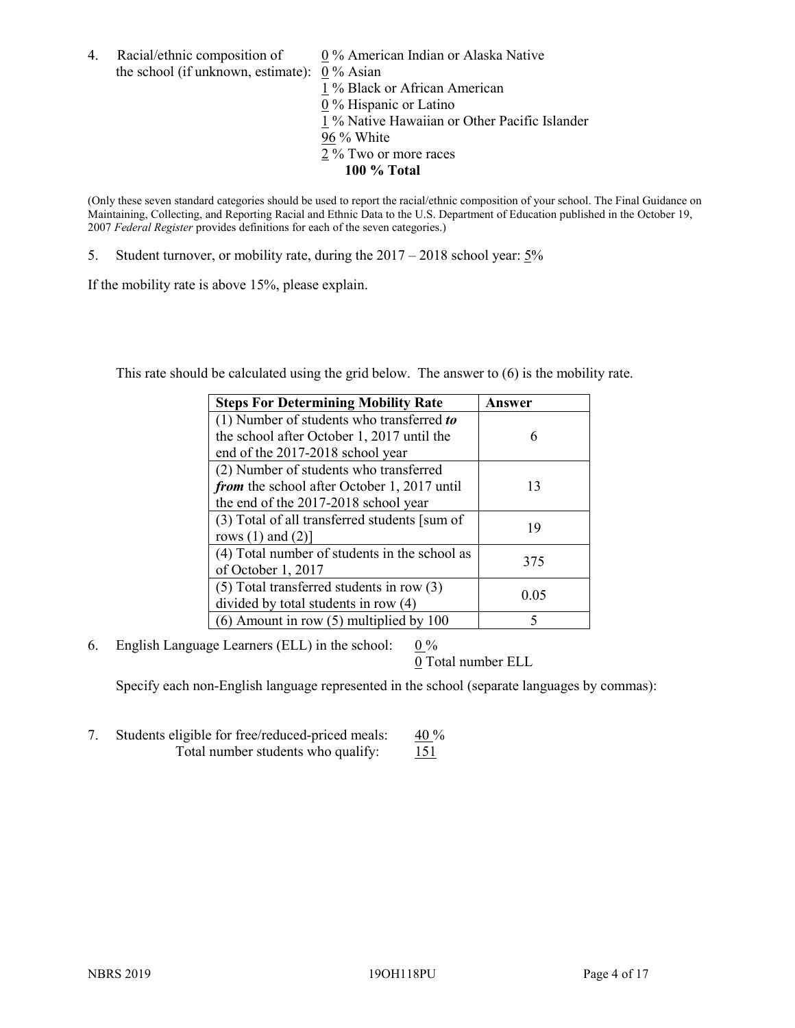4. Racial/ethnic composition of the school (if unknown, estimate):
   - 0 % American Indian or Alaska Native
   - 0 % Asian
   - 1 % Black or African American
   - 0 % Hispanic or Latino
   - 1 % Native Hawaiian or Other Pacific Islander
   - 96 % White
   - 2 % Two or more races
   - **100 % Total**

(Only these seven standard categories should be used to report the racial/ethnic composition of your school. The Final Guidance on Maintaining, Collecting, and Reporting Racial and Ethnic Data to the U.S. Department of Education published in the October 19, 2007 *Federal Register* provides definitions for each of the seven categories.)

5. Student turnover, or mobility rate, during the 2017 – 2018 school year: 5%

If the mobility rate is above 15%, please explain.

This rate should be calculated using the grid below. The answer to (6) is the mobility rate.

| **Steps For Determining Mobility Rate** | **Answer** |
| --- | --- |
| (1) Number of students who transferred ***to*** the school after October 1, 2017 until the end of the 2017-2018 school year | 6 |
| (2) Number of students who transferred ***from*** the school after October 1, 2017 until the end of the 2017-2018 school year | 13 |
| (3) Total of all transferred students [sum of rows (1) and (2)] | 19 |
| (4) Total number of students in the school as of October 1, 2017 | 375 |
| (5) Total transferred students in row (3) divided by total students in row (4) | 0.05 |
| (6) Amount in row (5) multiplied by 100 | 5 |

6. English Language Learners (ELL) in the school: 0 %
   0 Total number ELL

   Specify each non-English language represented in the school (separate languages by commas):

7. Students eligible for free/reduced-priced meals: 40 %
   Total number students who qualify: 151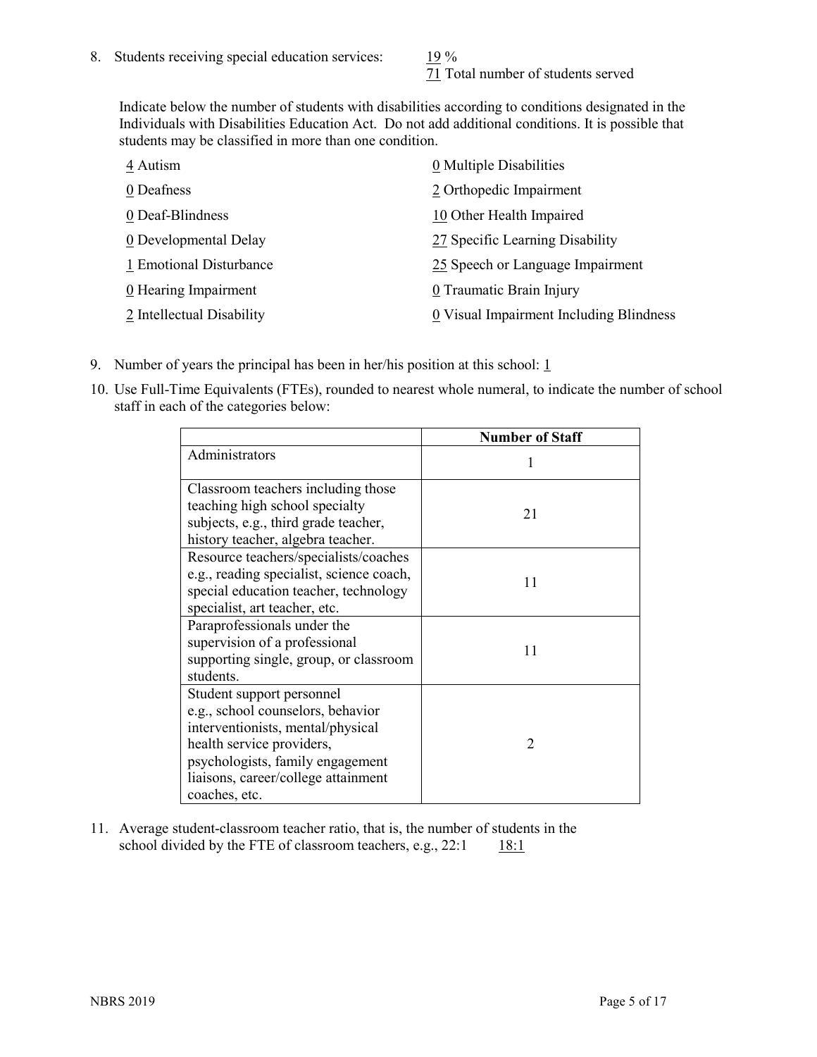8. Students receiving special education services: 19 %
   71 Total number of students served

   Indicate below the number of students with disabilities according to conditions designated in the Individuals with Disabilities Education Act. Do not add additional conditions. It is possible that students may be classified in more than one condition.

   4 Autism
   0 Deafness
   0 Deaf-Blindness
   0 Developmental Delay
   1 Emotional Disturbance
   0 Hearing Impairment
   2 Intellectual Disability
   0 Multiple Disabilities
   2 Orthopedic Impairment
   10 Other Health Impaired
   27 Specific Learning Disability
   25 Speech or Language Impairment
   0 Traumatic Brain Injury
   0 Visual Impairment Including Blindness

9. Number of years the principal has been in her/his position at this school: 1

10. Use Full-Time Equivalents (FTEs), rounded to nearest whole numeral, to indicate the number of school staff in each of the categories below:

| | Number of Staff |
|---|---|
| Administrators | 1 |
| Classroom teachers including those teaching high school specialty subjects, e.g., third grade teacher, history teacher, algebra teacher. | 21 |
| Resource teachers/specialists/coaches e.g., reading specialist, science coach, special education teacher, technology specialist, art teacher, etc. | 11 |
| Paraprofessionals under the supervision of a professional supporting single, group, or classroom students. | 11 |
| Student support personnel e.g., school counselors, behavior interventionists, mental/physical health service providers, psychologists, family engagement liaisons, career/college attainment coaches, etc. | 2 |

11. Average student-classroom teacher ratio, that is, the number of students in the school divided by the FTE of classroom teachers, e.g., 22:1 18:1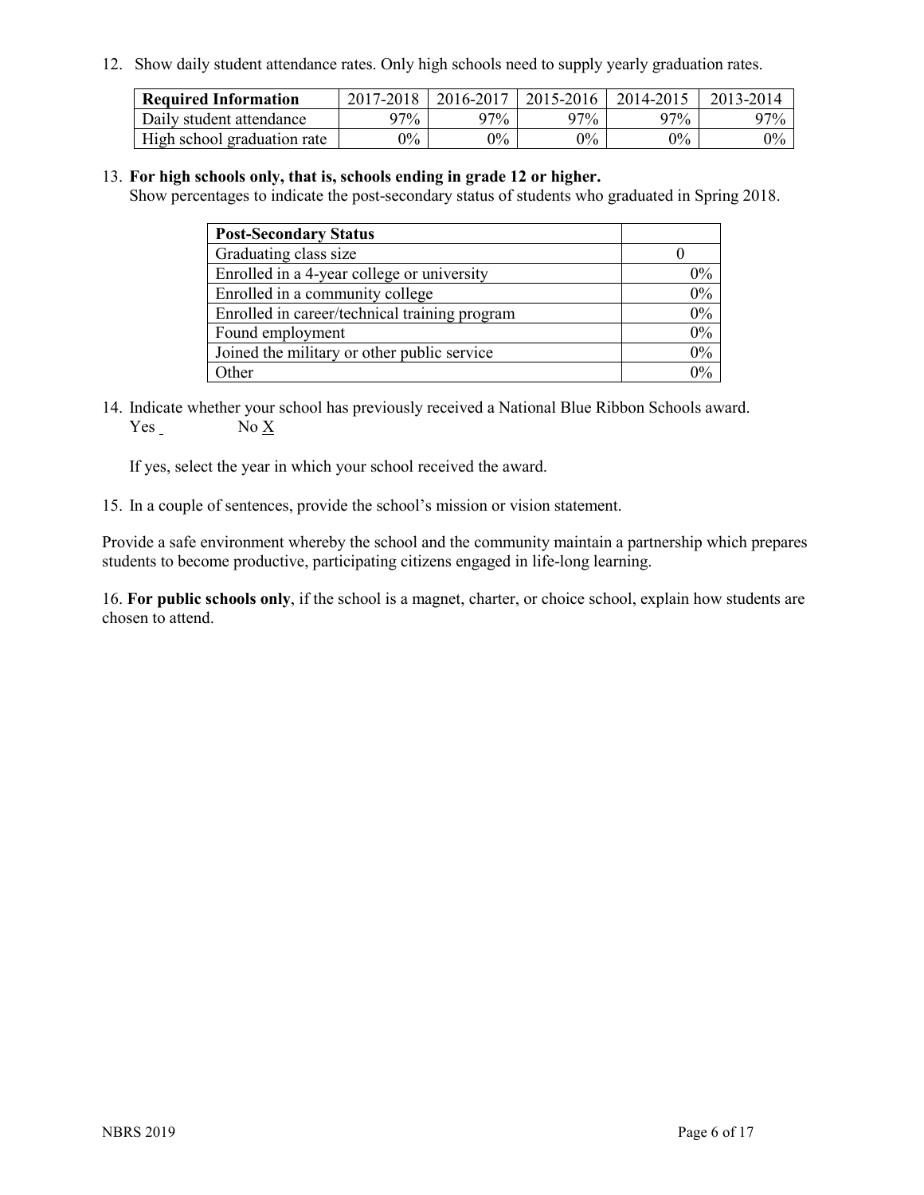12. Show daily student attendance rates. Only high schools need to supply yearly graduation rates.

| **Required Information** | 2017-2018 | 2016-2017 | 2015-2016 | 2014-2015 | 2013-2014 |
|---|---|---|---|---|---|
| Daily student attendance | 97% | 97% | 97% | 97% | 97% |
| High school graduation rate | 0% | 0% | 0% | 0% | 0% |

13. **For high schools only, that is, schools ending in grade 12 or higher.**
Show percentages to indicate the post-secondary status of students who graduated in Spring 2018.

| **Post-Secondary Status** | |
|---|---|
| Graduating class size | 0 |
| Enrolled in a 4-year college or university | 0% |
| Enrolled in a community college | 0% |
| Enrolled in career/technical training program | 0% |
| Found employment | 0% |
| Joined the military or other public service | 0% |
| Other | 0% |

14. Indicate whether your school has previously received a National Blue Ribbon Schools award.
Yes _ No X

If yes, select the year in which your school received the award.

15. In a couple of sentences, provide the school's mission or vision statement.

Provide a safe environment whereby the school and the community maintain a partnership which prepares students to become productive, participating citizens engaged in life-long learning.

16. **For public schools only**, if the school is a magnet, charter, or choice school, explain how students are chosen to attend.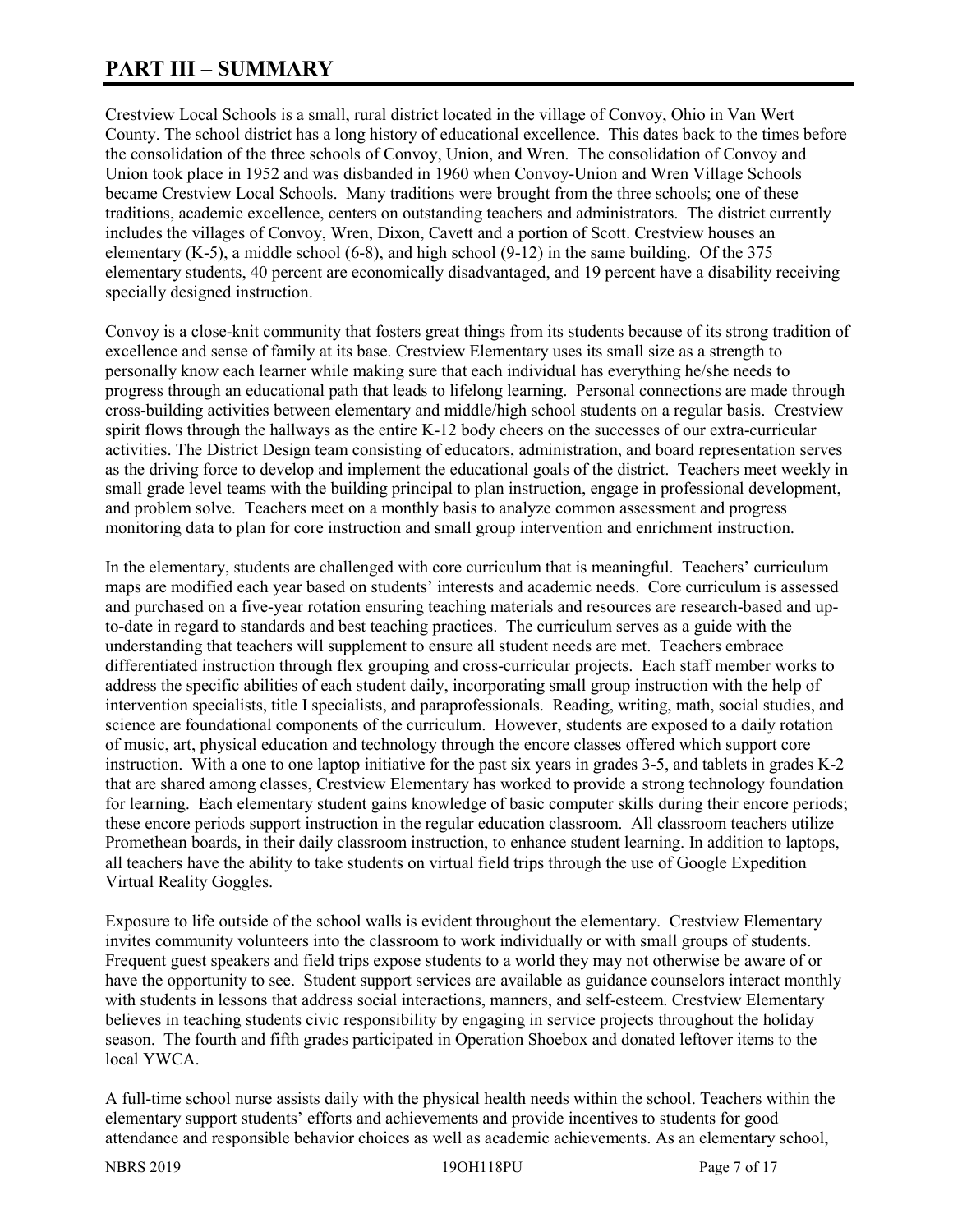# PART III – SUMMARY

Crestview Local Schools is a small, rural district located in the village of Convoy, Ohio in Van Wert County. The school district has a long history of educational excellence. This dates back to the times before the consolidation of the three schools of Convoy, Union, and Wren. The consolidation of Convoy and Union took place in 1952 and was disbanded in 1960 when Convoy-Union and Wren Village Schools became Crestview Local Schools. Many traditions were brought from the three schools; one of these traditions, academic excellence, centers on outstanding teachers and administrators. The district currently includes the villages of Convoy, Wren, Dixon, Cavett and a portion of Scott. Crestview houses an elementary (K-5), a middle school (6-8), and high school (9-12) in the same building. Of the 375 elementary students, 40 percent are economically disadvantaged, and 19 percent have a disability receiving specially designed instruction.

Convoy is a close-knit community that fosters great things from its students because of its strong tradition of excellence and sense of family at its base. Crestview Elementary uses its small size as a strength to personally know each learner while making sure that each individual has everything he/she needs to progress through an educational path that leads to lifelong learning. Personal connections are made through cross-building activities between elementary and middle/high school students on a regular basis. Crestview spirit flows through the hallways as the entire K-12 body cheers on the successes of our extra-curricular activities. The District Design team consisting of educators, administration, and board representation serves as the driving force to develop and implement the educational goals of the district. Teachers meet weekly in small grade level teams with the building principal to plan instruction, engage in professional development, and problem solve. Teachers meet on a monthly basis to analyze common assessment and progress monitoring data to plan for core instruction and small group intervention and enrichment instruction.

In the elementary, students are challenged with core curriculum that is meaningful. Teachers' curriculum maps are modified each year based on students' interests and academic needs. Core curriculum is assessed and purchased on a five-year rotation ensuring teaching materials and resources are research-based and up-to-date in regard to standards and best teaching practices. The curriculum serves as a guide with the understanding that teachers will supplement to ensure all student needs are met. Teachers embrace differentiated instruction through flex grouping and cross-curricular projects. Each staff member works to address the specific abilities of each student daily, incorporating small group instruction with the help of intervention specialists, title I specialists, and paraprofessionals. Reading, writing, math, social studies, and science are foundational components of the curriculum. However, students are exposed to a daily rotation of music, art, physical education and technology through the encore classes offered which support core instruction. With a one to one laptop initiative for the past six years in grades 3-5, and tablets in grades K-2 that are shared among classes, Crestview Elementary has worked to provide a strong technology foundation for learning. Each elementary student gains knowledge of basic computer skills during their encore periods; these encore periods support instruction in the regular education classroom. All classroom teachers utilize Promethean boards, in their daily classroom instruction, to enhance student learning. In addition to laptops, all teachers have the ability to take students on virtual field trips through the use of Google Expedition Virtual Reality Goggles.

Exposure to life outside of the school walls is evident throughout the elementary. Crestview Elementary invites community volunteers into the classroom to work individually or with small groups of students. Frequent guest speakers and field trips expose students to a world they may not otherwise be aware of or have the opportunity to see. Student support services are available as guidance counselors interact monthly with students in lessons that address social interactions, manners, and self-esteem. Crestview Elementary believes in teaching students civic responsibility by engaging in service projects throughout the holiday season. The fourth and fifth grades participated in Operation Shoebox and donated leftover items to the local YWCA.

A full-time school nurse assists daily with the physical health needs within the school. Teachers within the elementary support students' efforts and achievements and provide incentives to students for good attendance and responsible behavior choices as well as academic achievements. As an elementary school,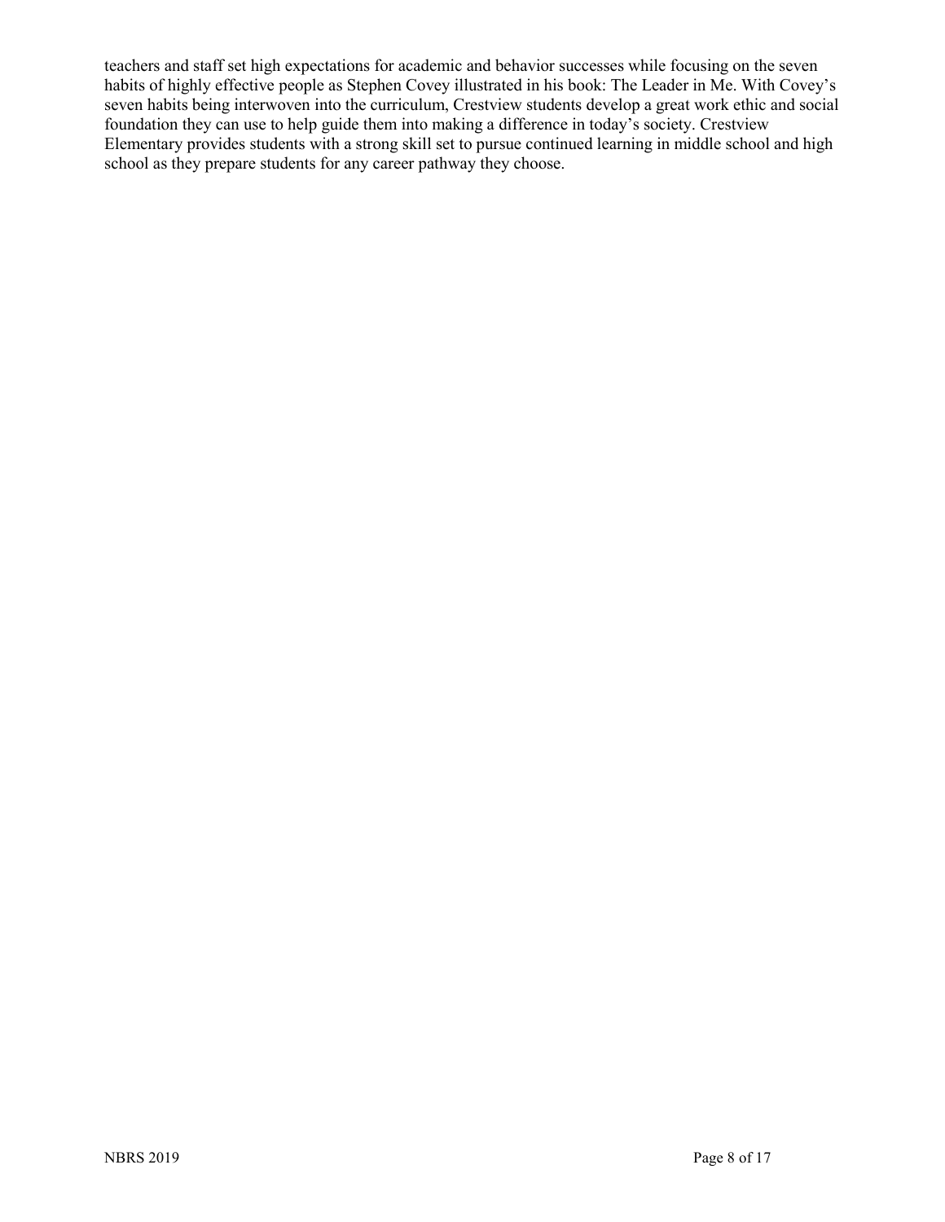teachers and staff set high expectations for academic and behavior successes while focusing on the seven habits of highly effective people as Stephen Covey illustrated in his book: The Leader in Me. With Covey's seven habits being interwoven into the curriculum, Crestview students develop a great work ethic and social foundation they can use to help guide them into making a difference in today's society. Crestview Elementary provides students with a strong skill set to pursue continued learning in middle school and high school as they prepare students for any career pathway they choose.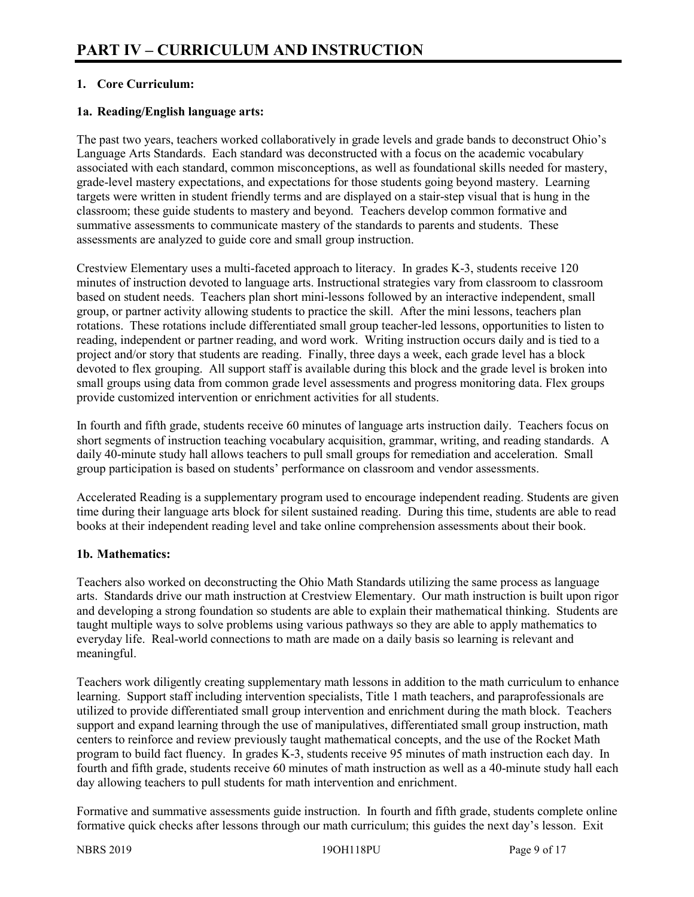# PART IV – CURRICULUM AND INSTRUCTION

## 1. Core Curriculum:

### 1a. Reading/English language arts:

The past two years, teachers worked collaboratively in grade levels and grade bands to deconstruct Ohio's Language Arts Standards. Each standard was deconstructed with a focus on the academic vocabulary associated with each standard, common misconceptions, as well as foundational skills needed for mastery, grade-level mastery expectations, and expectations for those students going beyond mastery. Learning targets were written in student friendly terms and are displayed on a stair-step visual that is hung in the classroom; these guide students to mastery and beyond. Teachers develop common formative and summative assessments to communicate mastery of the standards to parents and students. These assessments are analyzed to guide core and small group instruction.

Crestview Elementary uses a multi-faceted approach to literacy. In grades K-3, students receive 120 minutes of instruction devoted to language arts. Instructional strategies vary from classroom to classroom based on student needs. Teachers plan short mini-lessons followed by an interactive independent, small group, or partner activity allowing students to practice the skill. After the mini lessons, teachers plan rotations. These rotations include differentiated small group teacher-led lessons, opportunities to listen to reading, independent or partner reading, and word work. Writing instruction occurs daily and is tied to a project and/or story that students are reading. Finally, three days a week, each grade level has a block devoted to flex grouping. All support staff is available during this block and the grade level is broken into small groups using data from common grade level assessments and progress monitoring data. Flex groups provide customized intervention or enrichment activities for all students.

In fourth and fifth grade, students receive 60 minutes of language arts instruction daily. Teachers focus on short segments of instruction teaching vocabulary acquisition, grammar, writing, and reading standards. A daily 40-minute study hall allows teachers to pull small groups for remediation and acceleration. Small group participation is based on students' performance on classroom and vendor assessments.

Accelerated Reading is a supplementary program used to encourage independent reading. Students are given time during their language arts block for silent sustained reading. During this time, students are able to read books at their independent reading level and take online comprehension assessments about their book.

### 1b. Mathematics:

Teachers also worked on deconstructing the Ohio Math Standards utilizing the same process as language arts. Standards drive our math instruction at Crestview Elementary. Our math instruction is built upon rigor and developing a strong foundation so students are able to explain their mathematical thinking. Students are taught multiple ways to solve problems using various pathways so they are able to apply mathematics to everyday life. Real-world connections to math are made on a daily basis so learning is relevant and meaningful.

Teachers work diligently creating supplementary math lessons in addition to the math curriculum to enhance learning. Support staff including intervention specialists, Title 1 math teachers, and paraprofessionals are utilized to provide differentiated small group intervention and enrichment during the math block. Teachers support and expand learning through the use of manipulatives, differentiated small group instruction, math centers to reinforce and review previously taught mathematical concepts, and the use of the Rocket Math program to build fact fluency. In grades K-3, students receive 95 minutes of math instruction each day. In fourth and fifth grade, students receive 60 minutes of math instruction as well as a 40-minute study hall each day allowing teachers to pull students for math intervention and enrichment.

Formative and summative assessments guide instruction. In fourth and fifth grade, students complete online formative quick checks after lessons through our math curriculum; this guides the next day's lesson. Exit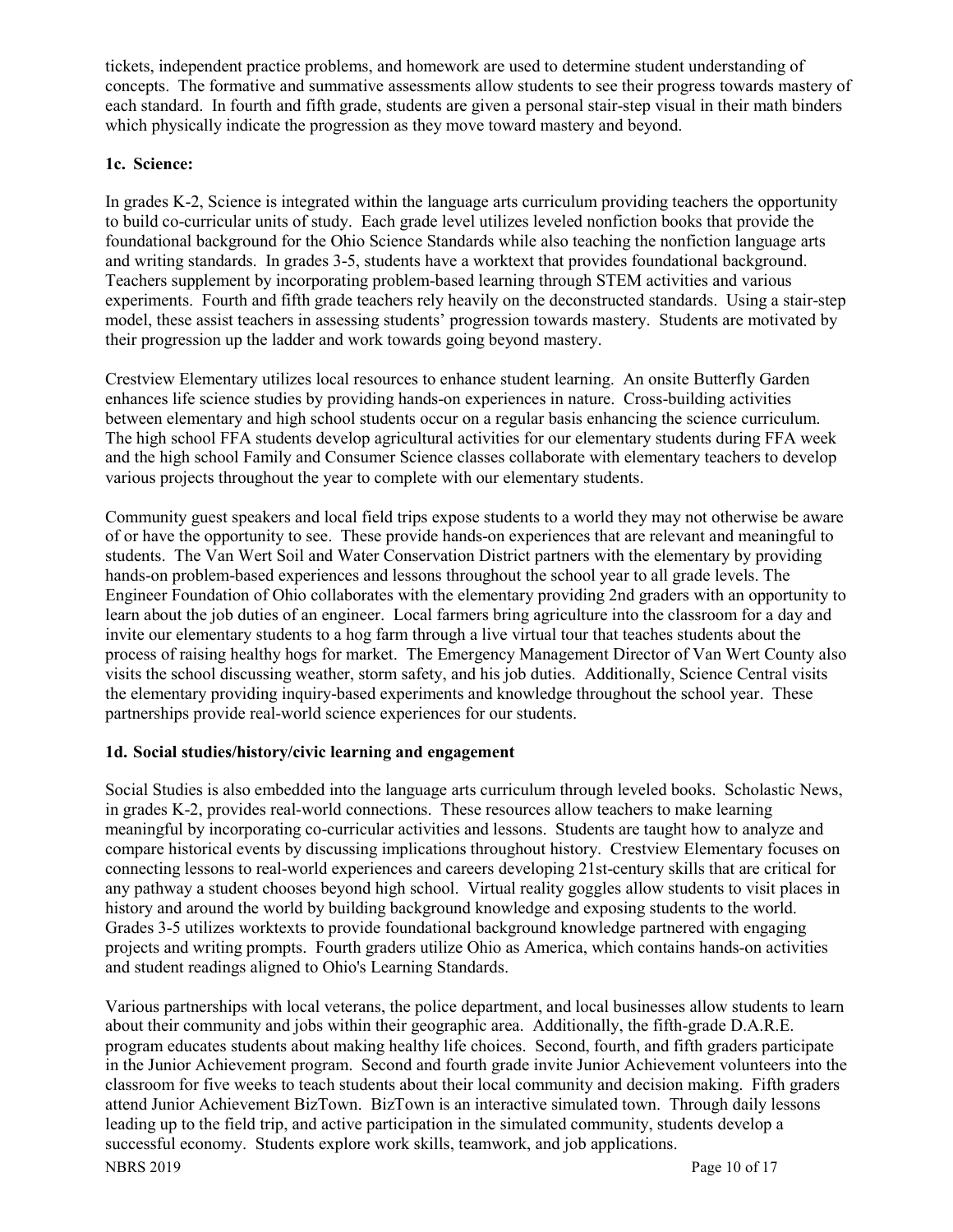tickets, independent practice problems, and homework are used to determine student understanding of concepts. The formative and summative assessments allow students to see their progress towards mastery of each standard. In fourth and fifth grade, students are given a personal stair-step visual in their math binders which physically indicate the progression as they move toward mastery and beyond.

**1c. Science:**

In grades K-2, Science is integrated within the language arts curriculum providing teachers the opportunity to build co-curricular units of study. Each grade level utilizes leveled nonfiction books that provide the foundational background for the Ohio Science Standards while also teaching the nonfiction language arts and writing standards. In grades 3-5, students have a worktext that provides foundational background. Teachers supplement by incorporating problem-based learning through STEM activities and various experiments. Fourth and fifth grade teachers rely heavily on the deconstructed standards. Using a stair-step model, these assist teachers in assessing students' progression towards mastery. Students are motivated by their progression up the ladder and work towards going beyond mastery.

Crestview Elementary utilizes local resources to enhance student learning. An onsite Butterfly Garden enhances life science studies by providing hands-on experiences in nature. Cross-building activities between elementary and high school students occur on a regular basis enhancing the science curriculum. The high school FFA students develop agricultural activities for our elementary students during FFA week and the high school Family and Consumer Science classes collaborate with elementary teachers to develop various projects throughout the year to complete with our elementary students.

Community guest speakers and local field trips expose students to a world they may not otherwise be aware of or have the opportunity to see. These provide hands-on experiences that are relevant and meaningful to students. The Van Wert Soil and Water Conservation District partners with the elementary by providing hands-on problem-based experiences and lessons throughout the school year to all grade levels. The Engineer Foundation of Ohio collaborates with the elementary providing 2nd graders with an opportunity to learn about the job duties of an engineer. Local farmers bring agriculture into the classroom for a day and invite our elementary students to a hog farm through a live virtual tour that teaches students about the process of raising healthy hogs for market. The Emergency Management Director of Van Wert County also visits the school discussing weather, storm safety, and his job duties. Additionally, Science Central visits the elementary providing inquiry-based experiments and knowledge throughout the school year. These partnerships provide real-world science experiences for our students.

**1d. Social studies/history/civic learning and engagement**

Social Studies is also embedded into the language arts curriculum through leveled books. Scholastic News, in grades K-2, provides real-world connections. These resources allow teachers to make learning meaningful by incorporating co-curricular activities and lessons. Students are taught how to analyze and compare historical events by discussing implications throughout history. Crestview Elementary focuses on connecting lessons to real-world experiences and careers developing 21st-century skills that are critical for any pathway a student chooses beyond high school. Virtual reality goggles allow students to visit places in history and around the world by building background knowledge and exposing students to the world. Grades 3-5 utilizes worktexts to provide foundational background knowledge partnered with engaging projects and writing prompts. Fourth graders utilize Ohio as America, which contains hands-on activities and student readings aligned to Ohio's Learning Standards.

Various partnerships with local veterans, the police department, and local businesses allow students to learn about their community and jobs within their geographic area. Additionally, the fifth-grade D.A.R.E. program educates students about making healthy life choices. Second, fourth, and fifth graders participate in the Junior Achievement program. Second and fourth grade invite Junior Achievement volunteers into the classroom for five weeks to teach students about their local community and decision making. Fifth graders attend Junior Achievement BizTown. BizTown is an interactive simulated town. Through daily lessons leading up to the field trip, and active participation in the simulated community, students develop a successful economy. Students explore work skills, teamwork, and job applications.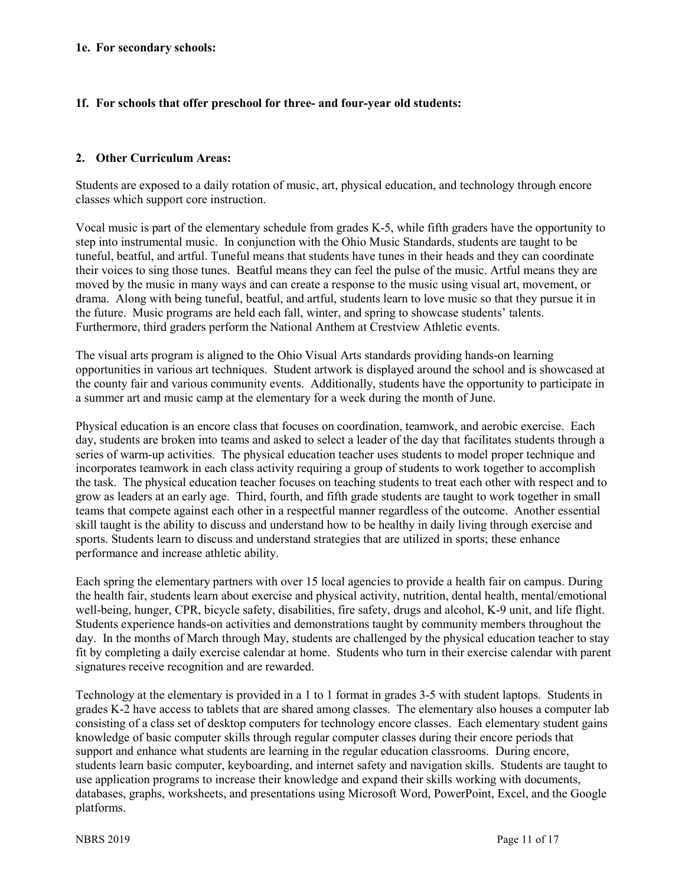**1e. For secondary schools:**

**1f. For schools that offer preschool for three- and four-year old students:**

**2. Other Curriculum Areas:**

Students are exposed to a daily rotation of music, art, physical education, and technology through encore classes which support core instruction.

Vocal music is part of the elementary schedule from grades K-5, while fifth graders have the opportunity to step into instrumental music. In conjunction with the Ohio Music Standards, students are taught to be tuneful, beatful, and artful. Tuneful means that students have tunes in their heads and they can coordinate their voices to sing those tunes. Beatful means they can feel the pulse of the music. Artful means they are moved by the music in many ways and can create a response to the music using visual art, movement, or drama. Along with being tuneful, beatful, and artful, students learn to love music so that they pursue it in the future. Music programs are held each fall, winter, and spring to showcase students' talents. Furthermore, third graders perform the National Anthem at Crestview Athletic events.

The visual arts program is aligned to the Ohio Visual Arts standards providing hands-on learning opportunities in various art techniques. Student artwork is displayed around the school and is showcased at the county fair and various community events. Additionally, students have the opportunity to participate in a summer art and music camp at the elementary for a week during the month of June.

Physical education is an encore class that focuses on coordination, teamwork, and aerobic exercise. Each day, students are broken into teams and asked to select a leader of the day that facilitates students through a series of warm-up activities. The physical education teacher uses students to model proper technique and incorporates teamwork in each class activity requiring a group of students to work together to accomplish the task. The physical education teacher focuses on teaching students to treat each other with respect and to grow as leaders at an early age. Third, fourth, and fifth grade students are taught to work together in small teams that compete against each other in a respectful manner regardless of the outcome. Another essential skill taught is the ability to discuss and understand how to be healthy in daily living through exercise and sports. Students learn to discuss and understand strategies that are utilized in sports; these enhance performance and increase athletic ability.

Each spring the elementary partners with over 15 local agencies to provide a health fair on campus. During the health fair, students learn about exercise and physical activity, nutrition, dental health, mental/emotional well-being, hunger, CPR, bicycle safety, disabilities, fire safety, drugs and alcohol, K-9 unit, and life flight. Students experience hands-on activities and demonstrations taught by community members throughout the day. In the months of March through May, students are challenged by the physical education teacher to stay fit by completing a daily exercise calendar at home. Students who turn in their exercise calendar with parent signatures receive recognition and are rewarded.

Technology at the elementary is provided in a 1 to 1 format in grades 3-5 with student laptops. Students in grades K-2 have access to tablets that are shared among classes. The elementary also houses a computer lab consisting of a class set of desktop computers for technology encore classes. Each elementary student gains knowledge of basic computer skills through regular computer classes during their encore periods that support and enhance what students are learning in the regular education classrooms. During encore, students learn basic computer, keyboarding, and internet safety and navigation skills. Students are taught to use application programs to increase their knowledge and expand their skills working with documents, databases, graphs, worksheets, and presentations using Microsoft Word, PowerPoint, Excel, and the Google platforms.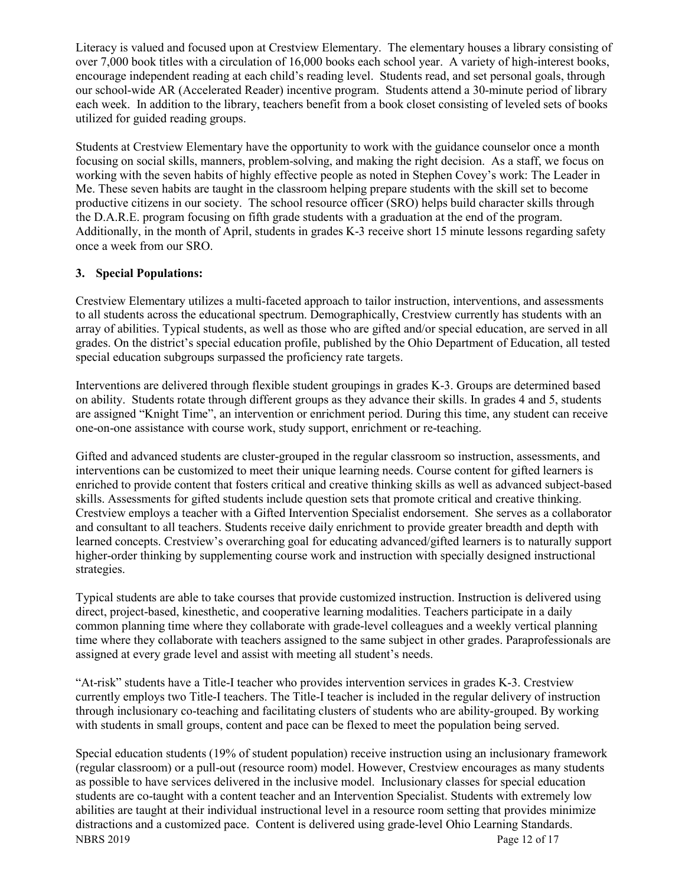Literacy is valued and focused upon at Crestview Elementary. The elementary houses a library consisting of over 7,000 book titles with a circulation of 16,000 books each school year. A variety of high-interest books, encourage independent reading at each child's reading level. Students read, and set personal goals, through our school-wide AR (Accelerated Reader) incentive program. Students attend a 30-minute period of library each week. In addition to the library, teachers benefit from a book closet consisting of leveled sets of books utilized for guided reading groups.

Students at Crestview Elementary have the opportunity to work with the guidance counselor once a month focusing on social skills, manners, problem-solving, and making the right decision. As a staff, we focus on working with the seven habits of highly effective people as noted in Stephen Covey's work: The Leader in Me. These seven habits are taught in the classroom helping prepare students with the skill set to become productive citizens in our society. The school resource officer (SRO) helps build character skills through the D.A.R.E. program focusing on fifth grade students with a graduation at the end of the program. Additionally, in the month of April, students in grades K-3 receive short 15 minute lessons regarding safety once a week from our SRO.

### 3. Special Populations:

Crestview Elementary utilizes a multi-faceted approach to tailor instruction, interventions, and assessments to all students across the educational spectrum. Demographically, Crestview currently has students with an array of abilities. Typical students, as well as those who are gifted and/or special education, are served in all grades. On the district's special education profile, published by the Ohio Department of Education, all tested special education subgroups surpassed the proficiency rate targets.

Interventions are delivered through flexible student groupings in grades K-3. Groups are determined based on ability. Students rotate through different groups as they advance their skills. In grades 4 and 5, students are assigned "Knight Time", an intervention or enrichment period. During this time, any student can receive one-on-one assistance with course work, study support, enrichment or re-teaching.

Gifted and advanced students are cluster-grouped in the regular classroom so instruction, assessments, and interventions can be customized to meet their unique learning needs. Course content for gifted learners is enriched to provide content that fosters critical and creative thinking skills as well as advanced subject-based skills. Assessments for gifted students include question sets that promote critical and creative thinking. Crestview employs a teacher with a Gifted Intervention Specialist endorsement. She serves as a collaborator and consultant to all teachers. Students receive daily enrichment to provide greater breadth and depth with learned concepts. Crestview's overarching goal for educating advanced/gifted learners is to naturally support higher-order thinking by supplementing course work and instruction with specially designed instructional strategies.

Typical students are able to take courses that provide customized instruction. Instruction is delivered using direct, project-based, kinesthetic, and cooperative learning modalities. Teachers participate in a daily common planning time where they collaborate with grade-level colleagues and a weekly vertical planning time where they collaborate with teachers assigned to the same subject in other grades. Paraprofessionals are assigned at every grade level and assist with meeting all student's needs.

"At-risk" students have a Title-I teacher who provides intervention services in grades K-3. Crestview currently employs two Title-I teachers. The Title-I teacher is included in the regular delivery of instruction through inclusionary co-teaching and facilitating clusters of students who are ability-grouped. By working with students in small groups, content and pace can be flexed to meet the population being served.

Special education students (19% of student population) receive instruction using an inclusionary framework (regular classroom) or a pull-out (resource room) model. However, Crestview encourages as many students as possible to have services delivered in the inclusive model. Inclusionary classes for special education students are co-taught with a content teacher and an Intervention Specialist. Students with extremely low abilities are taught at their individual instructional level in a resource room setting that provides minimize distractions and a customized pace. Content is delivered using grade-level Ohio Learning Standards.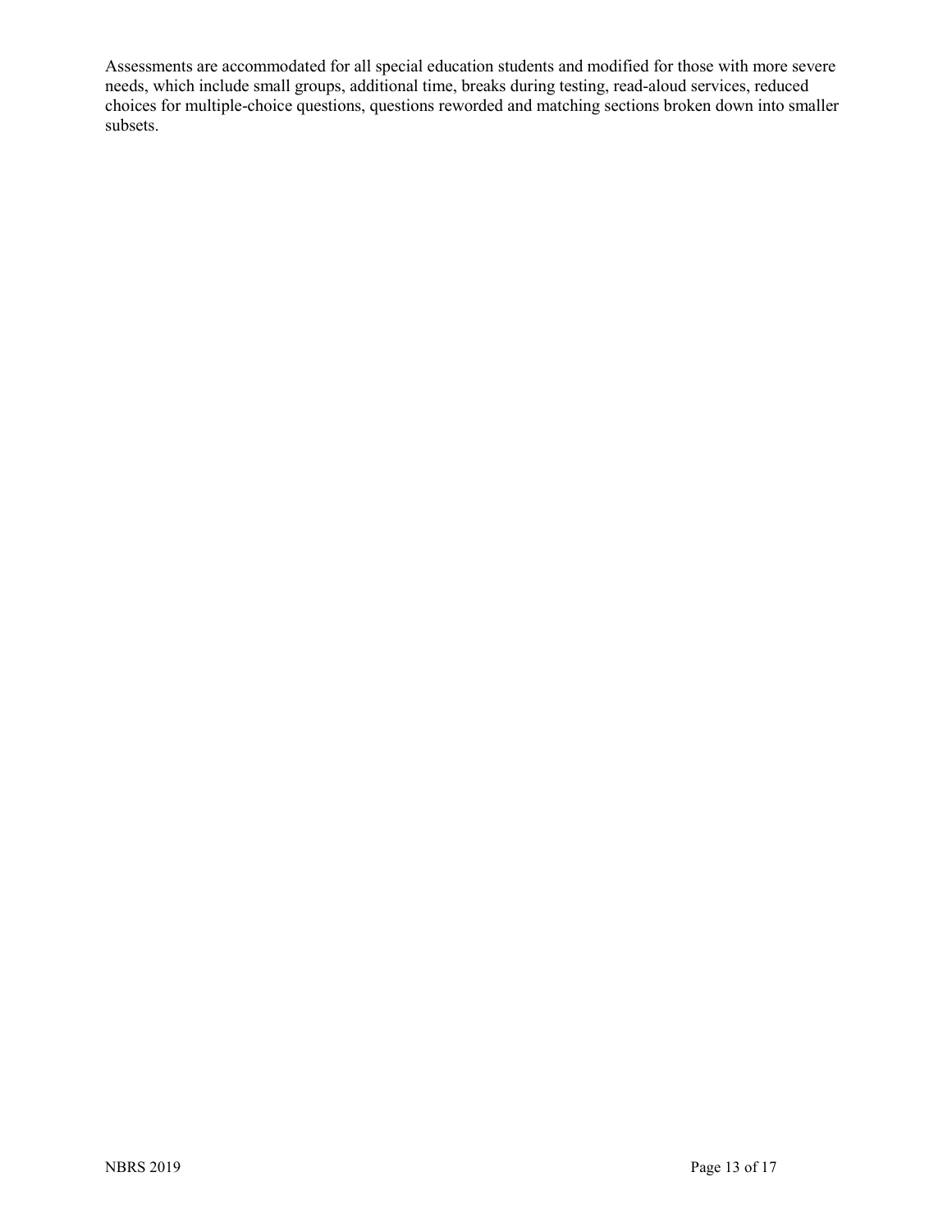Assessments are accommodated for all special education students and modified for those with more severe needs, which include small groups, additional time, breaks during testing, read-aloud services, reduced choices for multiple-choice questions, questions reworded and matching sections broken down into smaller subsets.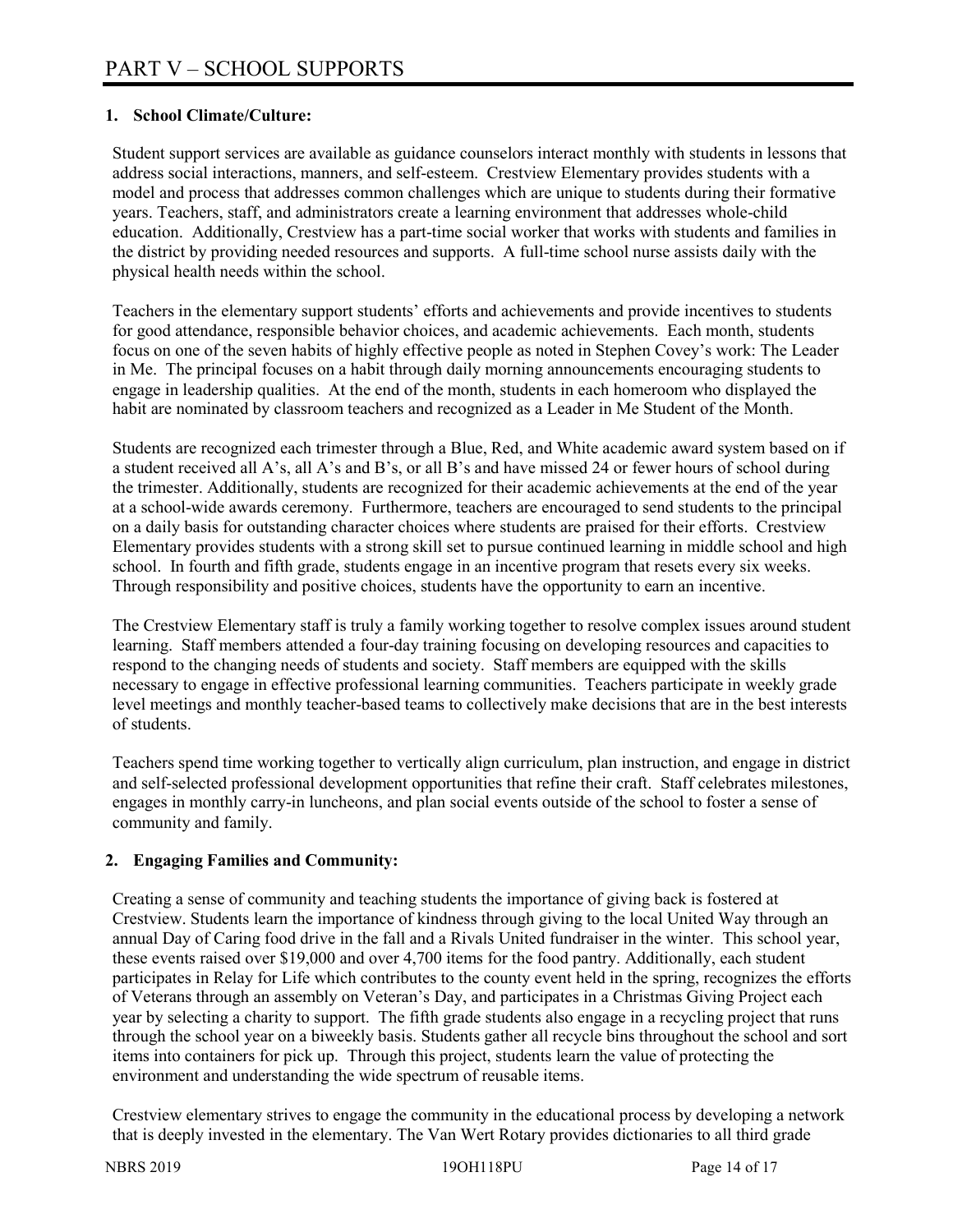# PART V – SCHOOL SUPPORTS

## 1. School Climate/Culture:

Student support services are available as guidance counselors interact monthly with students in lessons that address social interactions, manners, and self-esteem. Crestview Elementary provides students with a model and process that addresses common challenges which are unique to students during their formative years. Teachers, staff, and administrators create a learning environment that addresses whole-child education. Additionally, Crestview has a part-time social worker that works with students and families in the district by providing needed resources and supports. A full-time school nurse assists daily with the physical health needs within the school.

Teachers in the elementary support students' efforts and achievements and provide incentives to students for good attendance, responsible behavior choices, and academic achievements. Each month, students focus on one of the seven habits of highly effective people as noted in Stephen Covey's work: The Leader in Me. The principal focuses on a habit through daily morning announcements encouraging students to engage in leadership qualities. At the end of the month, students in each homeroom who displayed the habit are nominated by classroom teachers and recognized as a Leader in Me Student of the Month.

Students are recognized each trimester through a Blue, Red, and White academic award system based on if a student received all A's, all A's and B's, or all B's and have missed 24 or fewer hours of school during the trimester. Additionally, students are recognized for their academic achievements at the end of the year at a school-wide awards ceremony. Furthermore, teachers are encouraged to send students to the principal on a daily basis for outstanding character choices where students are praised for their efforts. Crestview Elementary provides students with a strong skill set to pursue continued learning in middle school and high school. In fourth and fifth grade, students engage in an incentive program that resets every six weeks. Through responsibility and positive choices, students have the opportunity to earn an incentive.

The Crestview Elementary staff is truly a family working together to resolve complex issues around student learning. Staff members attended a four-day training focusing on developing resources and capacities to respond to the changing needs of students and society. Staff members are equipped with the skills necessary to engage in effective professional learning communities. Teachers participate in weekly grade level meetings and monthly teacher-based teams to collectively make decisions that are in the best interests of students.

Teachers spend time working together to vertically align curriculum, plan instruction, and engage in district and self-selected professional development opportunities that refine their craft. Staff celebrates milestones, engages in monthly carry-in luncheons, and plan social events outside of the school to foster a sense of community and family.

## 2. Engaging Families and Community:

Creating a sense of community and teaching students the importance of giving back is fostered at Crestview. Students learn the importance of kindness through giving to the local United Way through an annual Day of Caring food drive in the fall and a Rivals United fundraiser in the winter. This school year, these events raised over $19,000 and over 4,700 items for the food pantry. Additionally, each student participates in Relay for Life which contributes to the county event held in the spring, recognizes the efforts of Veterans through an assembly on Veteran's Day, and participates in a Christmas Giving Project each year by selecting a charity to support. The fifth grade students also engage in a recycling project that runs through the school year on a biweekly basis. Students gather all recycle bins throughout the school and sort items into containers for pick up. Through this project, students learn the value of protecting the environment and understanding the wide spectrum of reusable items.

Crestview elementary strives to engage the community in the educational process by developing a network that is deeply invested in the elementary. The Van Wert Rotary provides dictionaries to all third grade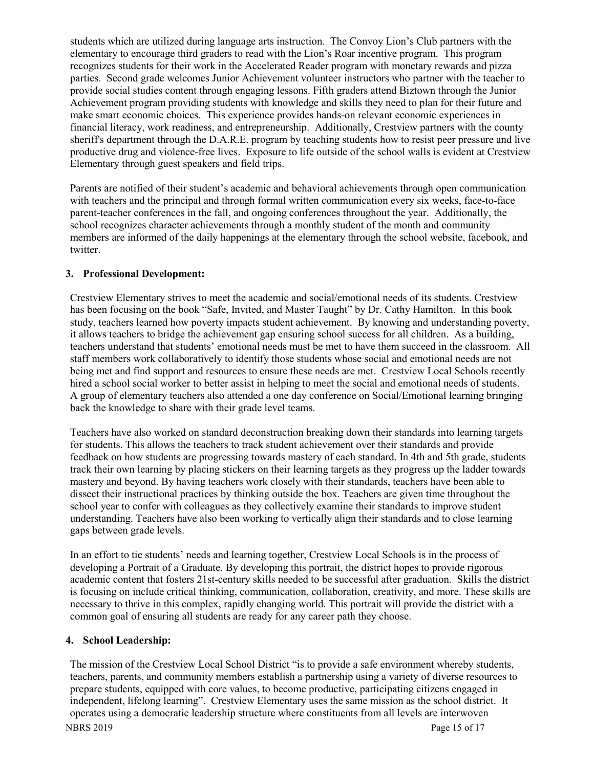students which are utilized during language arts instruction. The Convoy Lion's Club partners with the elementary to encourage third graders to read with the Lion's Roar incentive program. This program recognizes students for their work in the Accelerated Reader program with monetary rewards and pizza parties. Second grade welcomes Junior Achievement volunteer instructors who partner with the teacher to provide social studies content through engaging lessons. Fifth graders attend Biztown through the Junior Achievement program providing students with knowledge and skills they need to plan for their future and make smart economic choices. This experience provides hands-on relevant economic experiences in financial literacy, work readiness, and entrepreneurship. Additionally, Crestview partners with the county sheriff's department through the D.A.R.E. program by teaching students how to resist peer pressure and live productive drug and violence-free lives. Exposure to life outside of the school walls is evident at Crestview Elementary through guest speakers and field trips.

Parents are notified of their student's academic and behavioral achievements through open communication with teachers and the principal and through formal written communication every six weeks, face-to-face parent-teacher conferences in the fall, and ongoing conferences throughout the year. Additionally, the school recognizes character achievements through a monthly student of the month and community members are informed of the daily happenings at the elementary through the school website, facebook, and twitter.

### 3. Professional Development:

Crestview Elementary strives to meet the academic and social/emotional needs of its students. Crestview has been focusing on the book "Safe, Invited, and Master Taught" by Dr. Cathy Hamilton. In this book study, teachers learned how poverty impacts student achievement. By knowing and understanding poverty, it allows teachers to bridge the achievement gap ensuring school success for all children. As a building, teachers understand that students' emotional needs must be met to have them succeed in the classroom. All staff members work collaboratively to identify those students whose social and emotional needs are not being met and find support and resources to ensure these needs are met. Crestview Local Schools recently hired a school social worker to better assist in helping to meet the social and emotional needs of students. A group of elementary teachers also attended a one day conference on Social/Emotional learning bringing back the knowledge to share with their grade level teams.

Teachers have also worked on standard deconstruction breaking down their standards into learning targets for students. This allows the teachers to track student achievement over their standards and provide feedback on how students are progressing towards mastery of each standard. In 4th and 5th grade, students track their own learning by placing stickers on their learning targets as they progress up the ladder towards mastery and beyond. By having teachers work closely with their standards, teachers have been able to dissect their instructional practices by thinking outside the box. Teachers are given time throughout the school year to confer with colleagues as they collectively examine their standards to improve student understanding. Teachers have also been working to vertically align their standards and to close learning gaps between grade levels.

In an effort to tie students' needs and learning together, Crestview Local Schools is in the process of developing a Portrait of a Graduate. By developing this portrait, the district hopes to provide rigorous academic content that fosters 21st-century skills needed to be successful after graduation. Skills the district is focusing on include critical thinking, communication, collaboration, creativity, and more. These skills are necessary to thrive in this complex, rapidly changing world. This portrait will provide the district with a common goal of ensuring all students are ready for any career path they choose.

### 4. School Leadership:

The mission of the Crestview Local School District "is to provide a safe environment whereby students, teachers, parents, and community members establish a partnership using a variety of diverse resources to prepare students, equipped with core values, to become productive, participating citizens engaged in independent, lifelong learning". Crestview Elementary uses the same mission as the school district. It operates using a democratic leadership structure where constituents from all levels are interwoven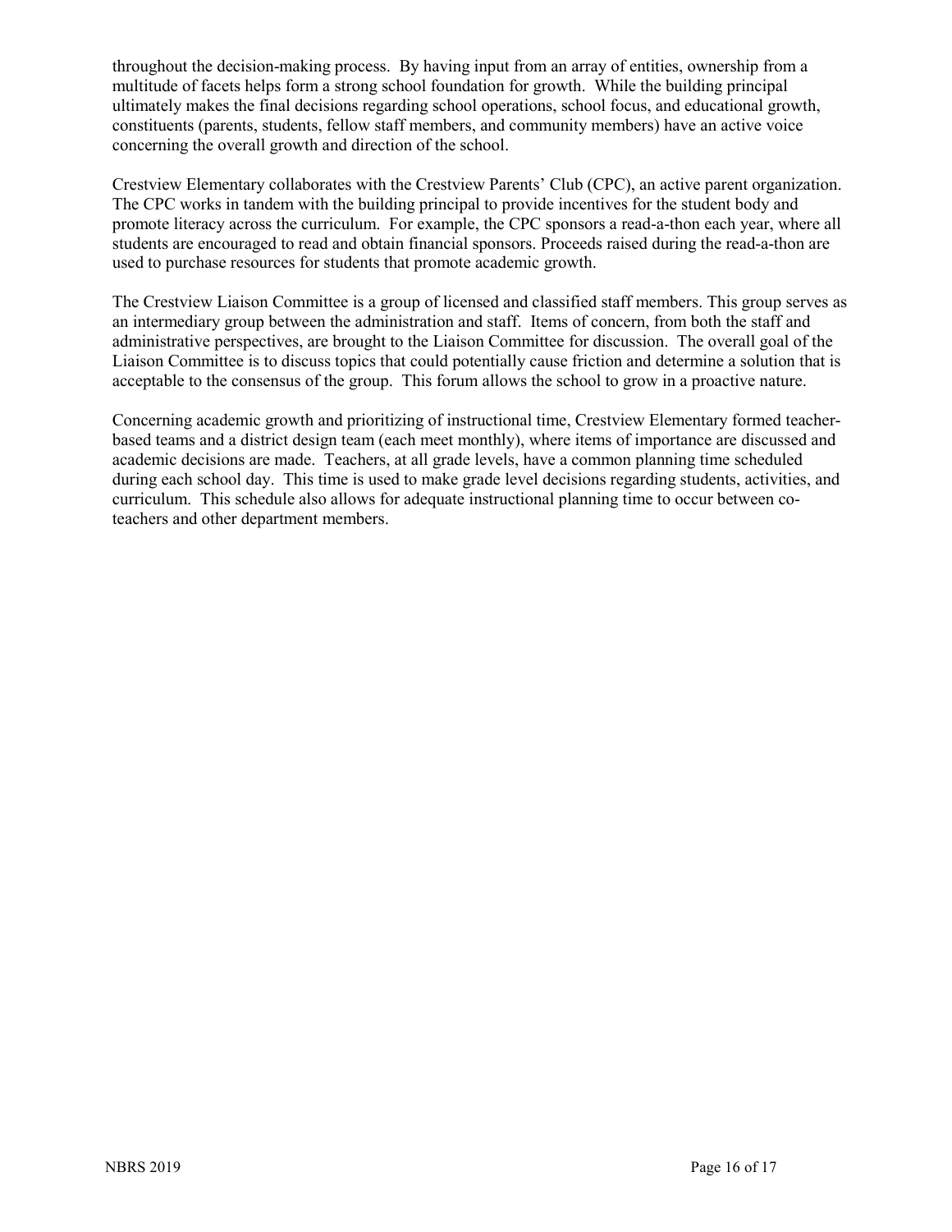throughout the decision-making process. By having input from an array of entities, ownership from a multitude of facets helps form a strong school foundation for growth. While the building principal ultimately makes the final decisions regarding school operations, school focus, and educational growth, constituents (parents, students, fellow staff members, and community members) have an active voice concerning the overall growth and direction of the school.

Crestview Elementary collaborates with the Crestview Parents' Club (CPC), an active parent organization. The CPC works in tandem with the building principal to provide incentives for the student body and promote literacy across the curriculum. For example, the CPC sponsors a read-a-thon each year, where all students are encouraged to read and obtain financial sponsors. Proceeds raised during the read-a-thon are used to purchase resources for students that promote academic growth.

The Crestview Liaison Committee is a group of licensed and classified staff members. This group serves as an intermediary group between the administration and staff. Items of concern, from both the staff and administrative perspectives, are brought to the Liaison Committee for discussion. The overall goal of the Liaison Committee is to discuss topics that could potentially cause friction and determine a solution that is acceptable to the consensus of the group. This forum allows the school to grow in a proactive nature.

Concerning academic growth and prioritizing of instructional time, Crestview Elementary formed teacher-based teams and a district design team (each meet monthly), where items of importance are discussed and academic decisions are made. Teachers, at all grade levels, have a common planning time scheduled during each school day. This time is used to make grade level decisions regarding students, activities, and curriculum. This schedule also allows for adequate instructional planning time to occur between co-teachers and other department members.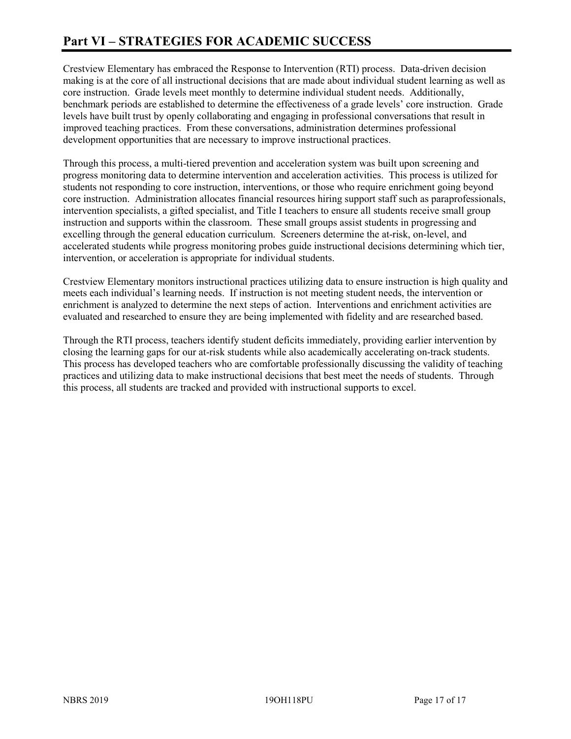# Part VI – STRATEGIES FOR ACADEMIC SUCCESS

Crestview Elementary has embraced the Response to Intervention (RTI) process. Data-driven decision making is at the core of all instructional decisions that are made about individual student learning as well as core instruction. Grade levels meet monthly to determine individual student needs. Additionally, benchmark periods are established to determine the effectiveness of a grade levels' core instruction. Grade levels have built trust by openly collaborating and engaging in professional conversations that result in improved teaching practices. From these conversations, administration determines professional development opportunities that are necessary to improve instructional practices.

Through this process, a multi-tiered prevention and acceleration system was built upon screening and progress monitoring data to determine intervention and acceleration activities. This process is utilized for students not responding to core instruction, interventions, or those who require enrichment going beyond core instruction. Administration allocates financial resources hiring support staff such as paraprofessionals, intervention specialists, a gifted specialist, and Title I teachers to ensure all students receive small group instruction and supports within the classroom. These small groups assist students in progressing and excelling through the general education curriculum. Screeners determine the at-risk, on-level, and accelerated students while progress monitoring probes guide instructional decisions determining which tier, intervention, or acceleration is appropriate for individual students.

Crestview Elementary monitors instructional practices utilizing data to ensure instruction is high quality and meets each individual's learning needs. If instruction is not meeting student needs, the intervention or enrichment is analyzed to determine the next steps of action. Interventions and enrichment activities are evaluated and researched to ensure they are being implemented with fidelity and are researched based.

Through the RTI process, teachers identify student deficits immediately, providing earlier intervention by closing the learning gaps for our at-risk students while also academically accelerating on-track students. This process has developed teachers who are comfortable professionally discussing the validity of teaching practices and utilizing data to make instructional decisions that best meet the needs of students. Through this process, all students are tracked and provided with instructional supports to excel.